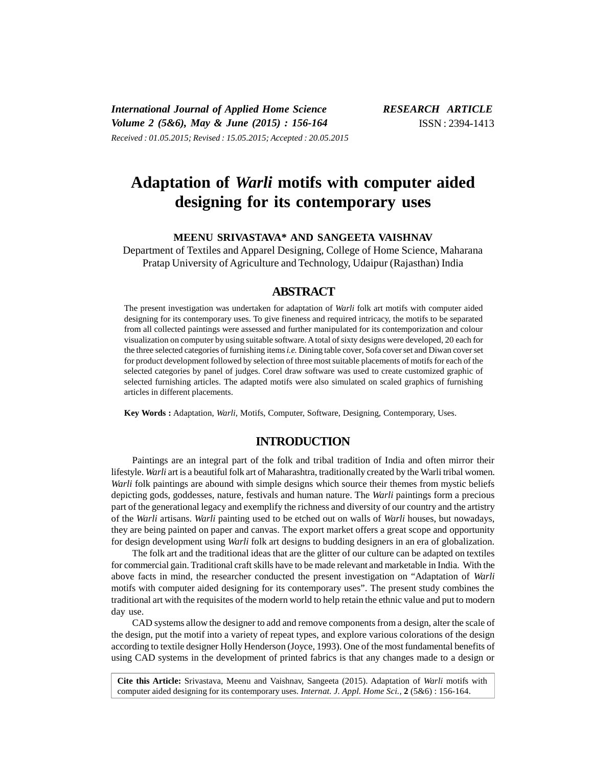International Journal of Applied Home Science
Volume 2 (5&6), May & June (2015) : 156-164

RESEARCH ARTICLE
ISSN : 2394-1413

Received : 01.05.2015; Revised : 15.05.2015; Accepted : 20.05.2015

# Adaptation of *Warli* motifs with computer aided designing for its contemporary uses

**MEENU SRIVASTAVA* AND SANGEETA VAISHNAV**

Department of Textiles and Apparel Designing, College of Home Science, Maharana Pratap University of Agriculture and Technology, Udaipur (Rajasthan) India

## ABSTRACT

The present investigation was undertaken for adaptation of *Warli* folk art motifs with computer aided designing for its contemporary uses. To give fineness and required intricacy, the motifs to be separated from all collected paintings were assessed and further manipulated for its contemporization and colour visualization on computer by using suitable software. A total of sixty designs were developed, 20 each for the three selected categories of furnishing items *i.e.* Dining table cover, Sofa cover set and Diwan cover set for product development followed by selection of three most suitable placements of motifs for each of the selected categories by panel of judges. Corel draw software was used to create customized graphic of selected furnishing articles. The adapted motifs were also simulated on scaled graphics of furnishing articles in different placements.

**Key Words :** Adaptation, *Warli*, Motifs, Computer, Software, Designing, Contemporary, Uses.

## INTRODUCTION

Paintings are an integral part of the folk and tribal tradition of India and often mirror their lifestyle. *Warli* art is a beautiful folk art of Maharashtra, traditionally created by the Warli tribal women. *Warli* folk paintings are abound with simple designs which source their themes from mystic beliefs depicting gods, goddesses, nature, festivals and human nature. The *Warli* paintings form a precious part of the generational legacy and exemplify the richness and diversity of our country and the artistry of the *Warli* artisans. *Warli* painting used to be etched out on walls of *Warli* houses, but nowadays, they are being painted on paper and canvas. The export market offers a great scope and opportunity for design development using *Warli* folk art designs to budding designers in an era of globalization.

The folk art and the traditional ideas that are the glitter of our culture can be adapted on textiles for commercial gain. Traditional craft skills have to be made relevant and marketable in India. With the above facts in mind, the researcher conducted the present investigation on "Adaptation of *Warli* motifs with computer aided designing for its contemporary uses". The present study combines the traditional art with the requisites of the modern world to help retain the ethnic value and put to modern day use.

CAD systems allow the designer to add and remove components from a design, alter the scale of the design, put the motif into a variety of repeat types, and explore various colorations of the design according to textile designer Holly Henderson (Joyce, 1993). One of the most fundamental benefits of using CAD systems in the development of printed fabrics is that any changes made to a design or

**Cite this Article:** Srivastava, Meenu and Vaishnav, Sangeeta (2015). Adaptation of *Warli* motifs with computer aided designing for its contemporary uses. *Internat. J. Appl. Home Sci.,* **2** (5&6) : 156-164.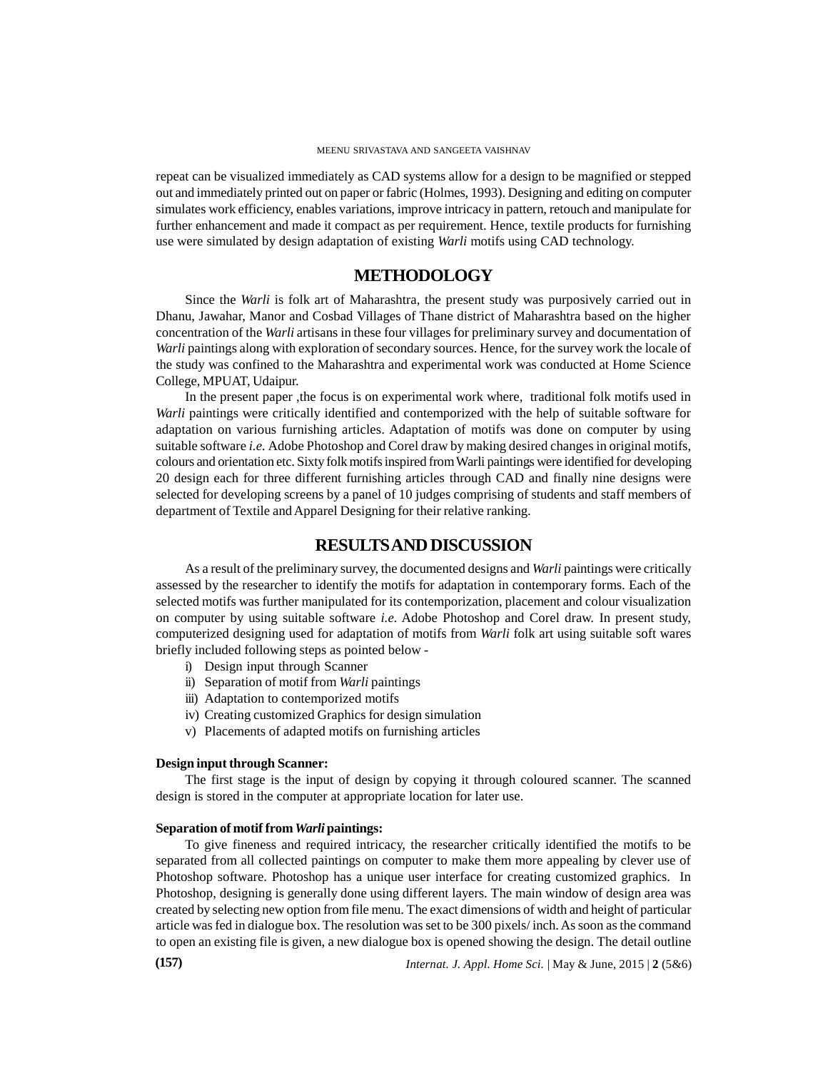repeat can be visualized immediately as CAD systems allow for a design to be magnified or stepped out and immediately printed out on paper or fabric (Holmes, 1993). Designing and editing on computer simulates work efficiency, enables variations, improve intricacy in pattern, retouch and manipulate for further enhancement and made it compact as per requirement. Hence, textile products for furnishing use were simulated by design adaptation of existing *Warli* motifs using CAD technology.

## METHODOLOGY

Since the *Warli* is folk art of Maharashtra, the present study was purposively carried out in Dhanu, Jawahar, Manor and Cosbad Villages of Thane district of Maharashtra based on the higher concentration of the *Warli* artisans in these four villages for preliminary survey and documentation of *Warli* paintings along with exploration of secondary sources. Hence, for the survey work the locale of the study was confined to the Maharashtra and experimental work was conducted at Home Science College, MPUAT, Udaipur.

In the present paper ,the focus is on experimental work where, traditional folk motifs used in *Warli* paintings were critically identified and contemporized with the help of suitable software for adaptation on various furnishing articles. Adaptation of motifs was done on computer by using suitable software *i.e.* Adobe Photoshop and Corel draw by making desired changes in original motifs, colours and orientation etc. Sixty folk motifs inspired from Warli paintings were identified for developing 20 design each for three different furnishing articles through CAD and finally nine designs were selected for developing screens by a panel of 10 judges comprising of students and staff members of department of Textile and Apparel Designing for their relative ranking.

## RESULTS AND DISCUSSION

As a result of the preliminary survey, the documented designs and *Warli* paintings were critically assessed by the researcher to identify the motifs for adaptation in contemporary forms. Each of the selected motifs was further manipulated for its contemporization, placement and colour visualization on computer by using suitable software *i.e*. Adobe Photoshop and Corel draw. In present study, computerized designing used for adaptation of motifs from *Warli* folk art using suitable soft wares briefly included following steps as pointed below -

i) Design input through Scanner
ii) Separation of motif from *Warli* paintings
iii) Adaptation to contemporized motifs
iv) Creating customized Graphics for design simulation
v) Placements of adapted motifs on furnishing articles

**Design input through Scanner:**

The first stage is the input of design by copying it through coloured scanner. The scanned design is stored in the computer at appropriate location for later use.

**Separation of motif from *Warli* paintings:**

To give fineness and required intricacy, the researcher critically identified the motifs to be separated from all collected paintings on computer to make them more appealing by clever use of Photoshop software. Photoshop has a unique user interface for creating customized graphics. In Photoshop, designing is generally done using different layers. The main window of design area was created by selecting new option from file menu. The exact dimensions of width and height of particular article was fed in dialogue box. The resolution was set to be 300 pixels/ inch. As soon as the command to open an existing file is given, a new dialogue box is opened showing the design. The detail outline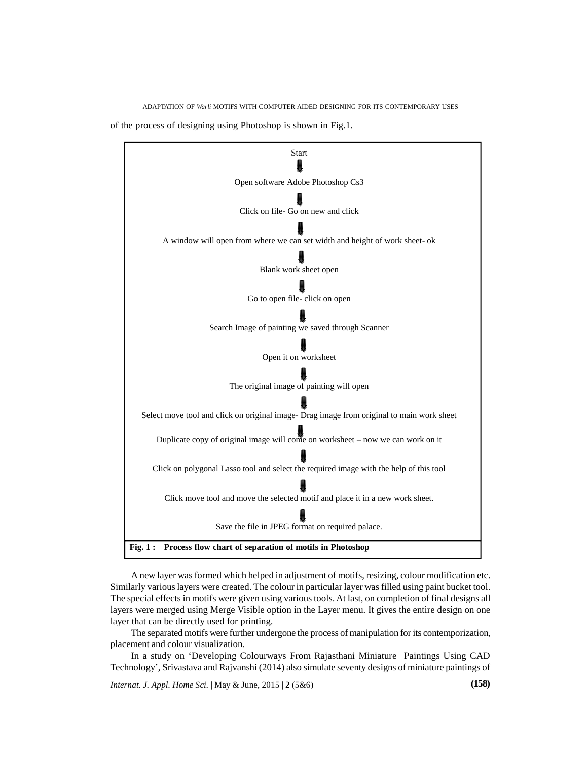of the process of designing using Photoshop is shown in Fig.1.

Start

↓

Open software Adobe Photoshop Cs3

↓

Click on file- Go on new and click

↓

A window will open from where we can set width and height of work sheet- ok

↓

Blank work sheet open

↓

Go to open file- click on open

↓

Search Image of painting we saved through Scanner

↓

Open it on worksheet

↓

The original image of painting will open

↓

Select move tool and click on original image- Drag image from original to main work sheet

↓

Duplicate copy of original image will come on worksheet – now we can work on it

↓

Click on polygonal Lasso tool and select the required image with the help of this tool

↓

Click move tool and move the selected motif and place it in a new work sheet.

↓

Save the file in JPEG format on required palace.

**Fig. 1 : Process flow chart of separation of motifs in Photoshop**

A new layer was formed which helped in adjustment of motifs, resizing, colour modification etc. Similarly various layers were created. The colour in particular layer was filled using paint bucket tool. The special effects in motifs were given using various tools. At last, on completion of final designs all layers were merged using Merge Visible option in the Layer menu. It gives the entire design on one layer that can be directly used for printing.

The separated motifs were further undergone the process of manipulation for its contemporization, placement and colour visualization.

In a study on 'Developing Colourways From Rajasthani Miniature Paintings Using CAD Technology', Srivastava and Rajvanshi (2014) also simulate seventy designs of miniature paintings of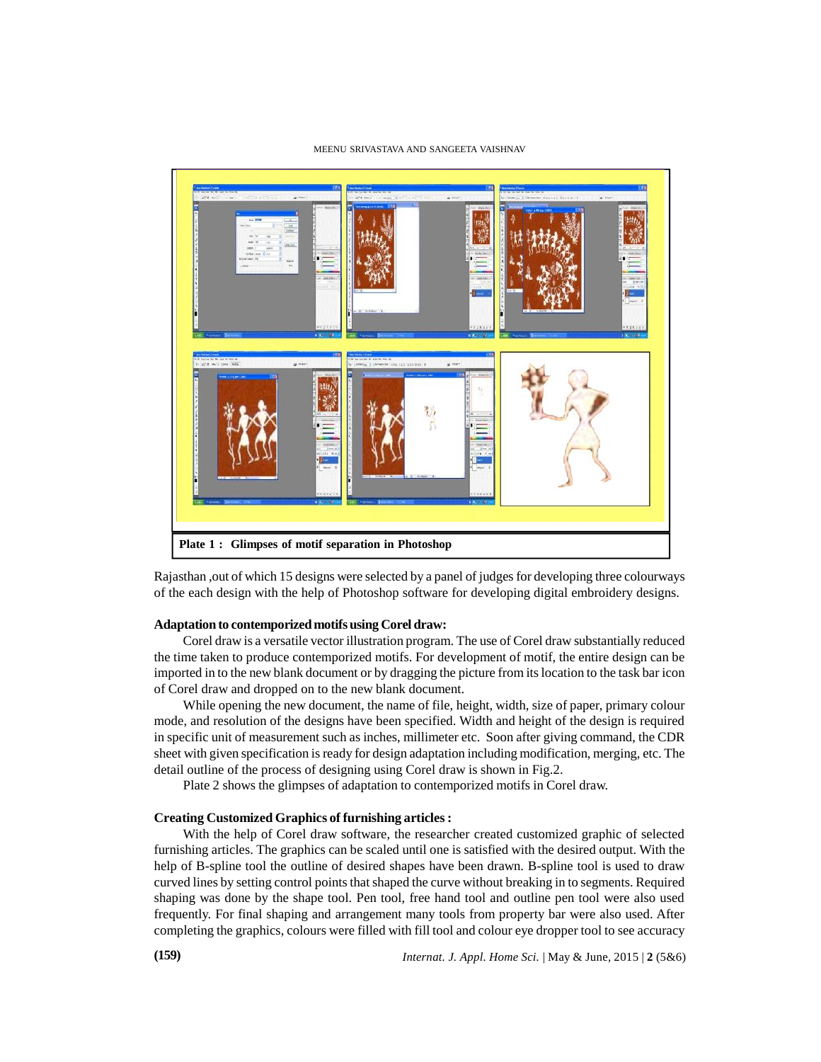Plate 1 : Glimpses of motif separation in Photoshop

Rajasthan ,out of which 15 designs were selected by a panel of judges for developing three colourways of the each design with the help of Photoshop software for developing digital embroidery designs.

**Adaptation to contemporized motifs using Corel draw:**

Corel draw is a versatile vector illustration program. The use of Corel draw substantially reduced the time taken to produce contemporized motifs. For development of motif, the entire design can be imported in to the new blank document or by dragging the picture from its location to the task bar icon of Corel draw and dropped on to the new blank document.

While opening the new document, the name of file, height, width, size of paper, primary colour mode, and resolution of the designs have been specified. Width and height of the design is required in specific unit of measurement such as inches, millimeter etc. Soon after giving command, the CDR sheet with given specification is ready for design adaptation including modification, merging, etc. The detail outline of the process of designing using Corel draw is shown in Fig.2.

Plate 2 shows the glimpses of adaptation to contemporized motifs in Corel draw.

**Creating Customized Graphics of furnishing articles :**

With the help of Corel draw software, the researcher created customized graphic of selected furnishing articles. The graphics can be scaled until one is satisfied with the desired output. With the help of B-spline tool the outline of desired shapes have been drawn. B-spline tool is used to draw curved lines by setting control points that shaped the curve without breaking in to segments. Required shaping was done by the shape tool. Pen tool, free hand tool and outline pen tool were also used frequently. For final shaping and arrangement many tools from property bar were also used. After completing the graphics, colours were filled with fill tool and colour eye dropper tool to see accuracy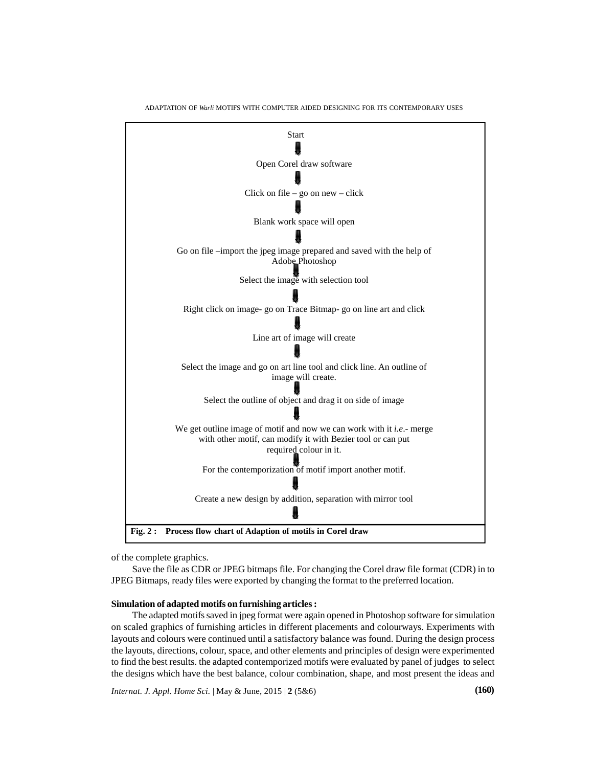Start

↓

Open Corel draw software

↓

Click on file – go on new – click

↓

Blank work space will open

↓

Go on file –import the jpeg image prepared and saved with the help of Adobe Photoshop

↓

Select the image with selection tool

↓

Right click on image- go on Trace Bitmap- go on line art and click

↓

Line art of image will create

↓

Select the image and go on art line tool and click line. An outline of image will create.

↓

Select the outline of object and drag it on side of image

↓

We get outline image of motif and now we can work with it *i.e.*- merge with other motif, can modify it with Bezier tool or can put required colour in it.

↓

For the contemporization of motif import another motif.

↓

Create a new design by addition, separation with mirror tool

↓

**Fig. 2 : Process flow chart of Adaption of motifs in Corel draw**

of the complete graphics.

Save the file as CDR or JPEG bitmaps file. For changing the Corel draw file format (CDR) in to JPEG Bitmaps, ready files were exported by changing the format to the preferred location.

**Simulation of adapted motifs on furnishing articles :**

The adapted motifs saved in jpeg format were again opened in Photoshop software for simulation on scaled graphics of furnishing articles in different placements and colourways. Experiments with layouts and colours were continued until a satisfactory balance was found. During the design process the layouts, directions, colour, space, and other elements and principles of design were experimented to find the best results. the adapted contemporized motifs were evaluated by panel of judges to select the designs which have the best balance, colour combination, shape, and most present the ideas and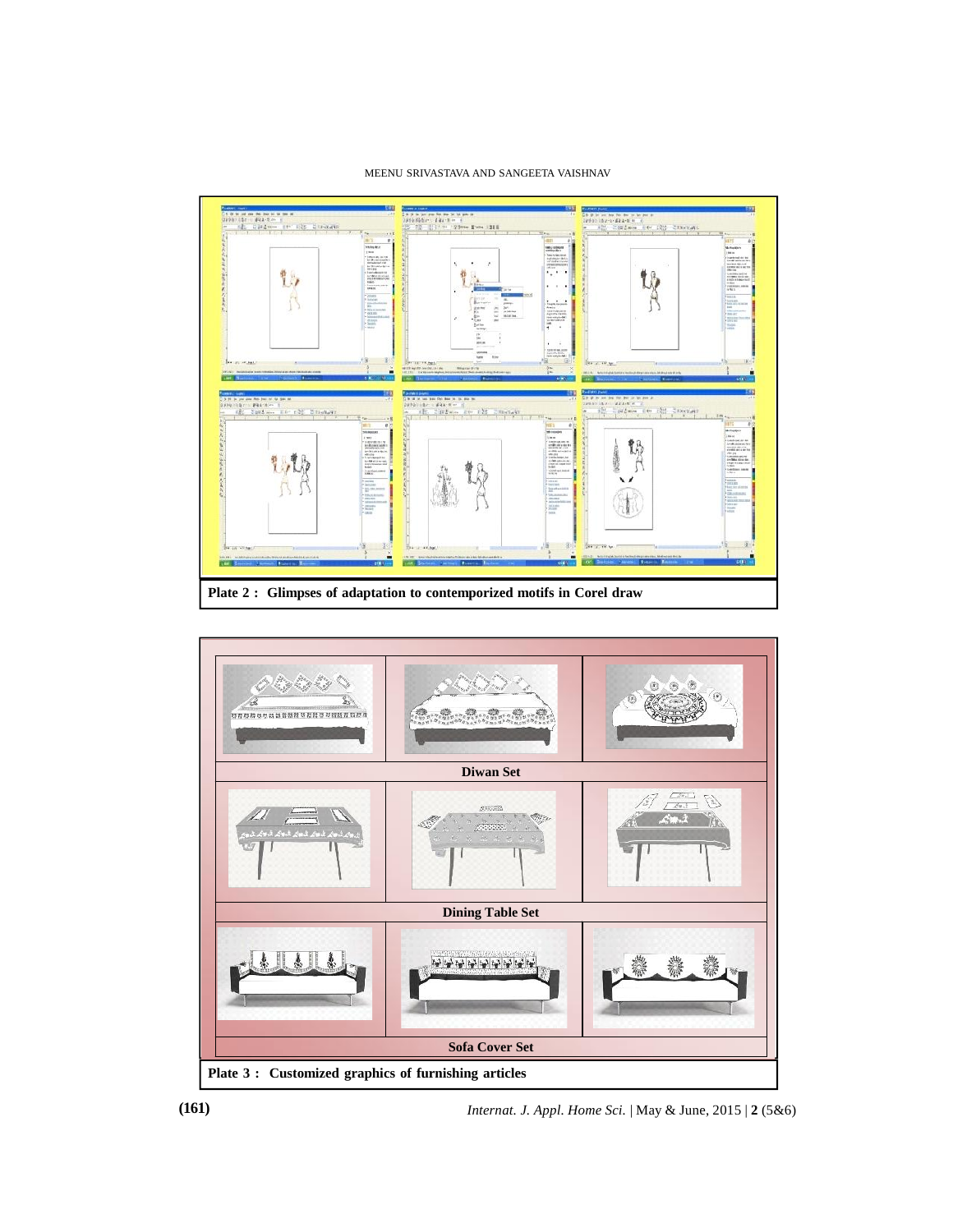Plate 2 : Glimpses of adaptation to contemporized motifs in Corel draw

Diwan Set

Dining Table Set

Sofa Cover Set

Plate 3 : Customized graphics of furnishing articles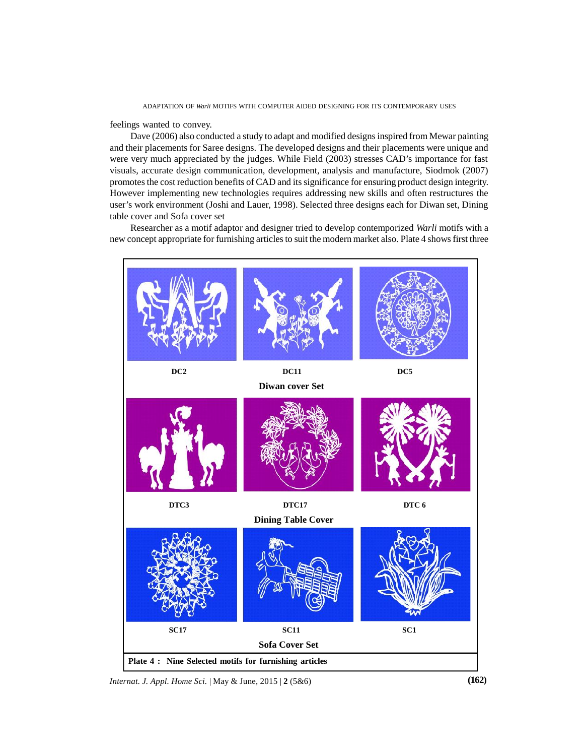feelings wanted to convey.

Dave (2006) also conducted a study to adapt and modified designs inspired from Mewar painting and their placements for Saree designs. The developed designs and their placements were unique and were very much appreciated by the judges. While Field (2003) stresses CAD's importance for fast visuals, accurate design communication, development, analysis and manufacture, Siodmok (2007) promotes the cost reduction benefits of CAD and its significance for ensuring product design integrity. However implementing new technologies requires addressing new skills and often restructures the user's work environment (Joshi and Lauer, 1998). Selected three designs each for Diwan set, Dining table cover and Sofa cover set

Researcher as a motif adaptor and designer tried to develop contemporized *Warli* motifs with a new concept appropriate for furnishing articles to suit the modern market also. Plate 4 shows first three

DC2 DC11 DC5

**Diwan cover Set**

DTC3 DTC17 DTC 6

**Dining Table Cover**

SC17 SC11 SC1

**Sofa Cover Set**

**Plate 4 : Nine Selected motifs for furnishing articles**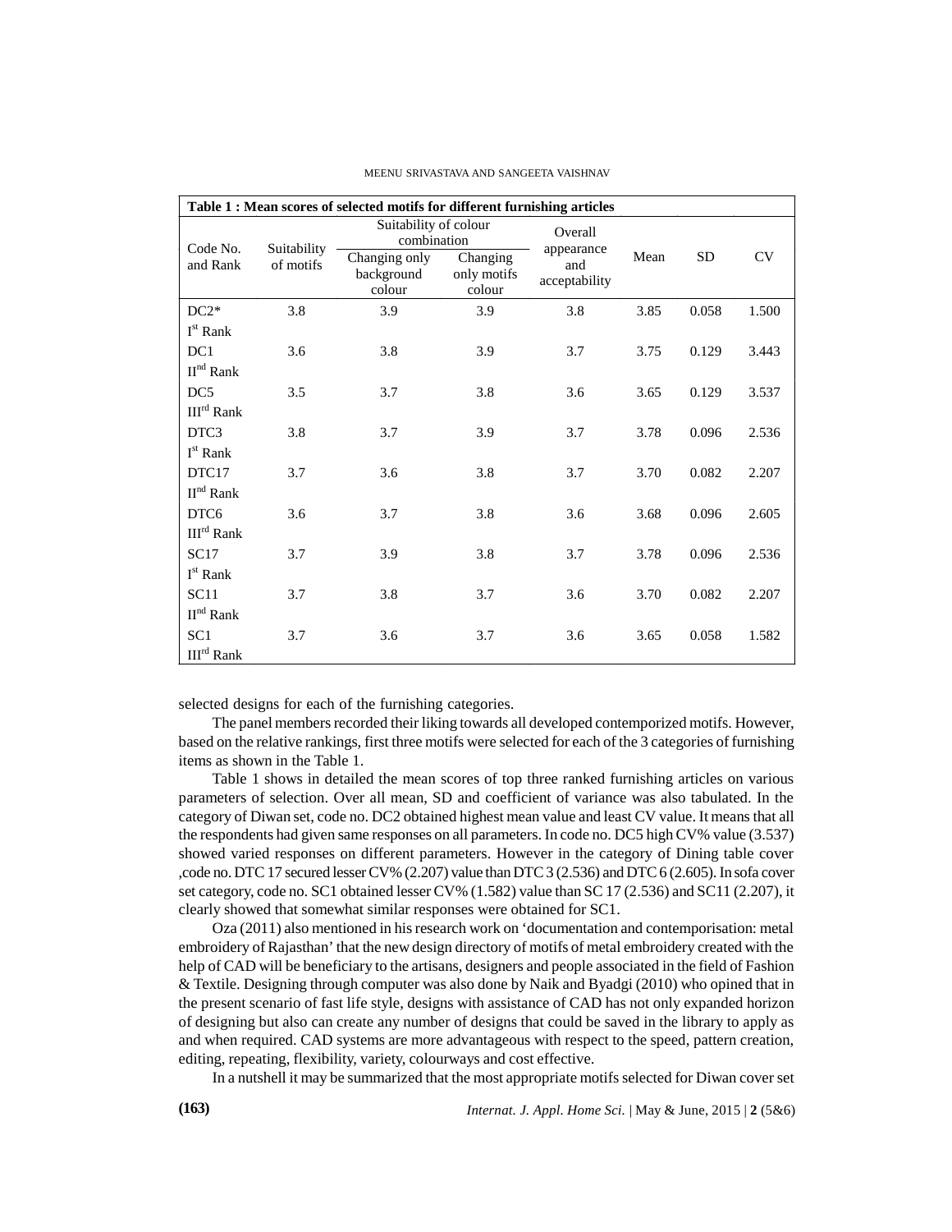**Table 1 : Mean scores of selected motifs for different furnishing articles**

| Code No. and Rank | Suitability of motifs | Suitability of colour combination | | Overall appearance and acceptability | Mean | SD | CV |
|---|---|---|---|---|---|---|---|
| | | Changing only background colour | Changing only motifs colour | | | | |
| DC2* I[st] Rank | 3.8 | 3.9 | 3.9 | 3.8 | 3.85 | 0.058 | 1.500 |
| DC1 II[nd] Rank | 3.6 | 3.8 | 3.9 | 3.7 | 3.75 | 0.129 | 3.443 |
| DC5 III[rd] Rank | 3.5 | 3.7 | 3.8 | 3.6 | 3.65 | 0.129 | 3.537 |
| DTC3 I[st] Rank | 3.8 | 3.7 | 3.9 | 3.7 | 3.78 | 0.096 | 2.536 |
| DTC17 II[nd] Rank | 3.7 | 3.6 | 3.8 | 3.7 | 3.70 | 0.082 | 2.207 |
| DTC6 III[rd] Rank | 3.6 | 3.7 | 3.8 | 3.6 | 3.68 | 0.096 | 2.605 |
| SC17 I[st] Rank | 3.7 | 3.9 | 3.8 | 3.7 | 3.78 | 0.096 | 2.536 |
| SC11 II[nd] Rank | 3.7 | 3.8 | 3.7 | 3.6 | 3.70 | 0.082 | 2.207 |
| SC1 III[rd] Rank | 3.7 | 3.6 | 3.7 | 3.6 | 3.65 | 0.058 | 1.582 |

selected designs for each of the furnishing categories.

The panel members recorded their liking towards all developed contemporized motifs. However, based on the relative rankings, first three motifs were selected for each of the 3 categories of furnishing items as shown in the Table 1.

Table 1 shows in detailed the mean scores of top three ranked furnishing articles on various parameters of selection. Over all mean, SD and coefficient of variance was also tabulated. In the category of Diwan set, code no. DC2 obtained highest mean value and least CV value. It means that all the respondents had given same responses on all parameters. In code no. DC5 high CV% value (3.537) showed varied responses on different parameters. However in the category of Dining table cover ,code no. DTC 17 secured lesser CV% (2.207) value than DTC 3 (2.536) and DTC 6 (2.605). In sofa cover set category, code no. SC1 obtained lesser CV% (1.582) value than SC 17 (2.536) and SC11 (2.207), it clearly showed that somewhat similar responses were obtained for SC1.

Oza (2011) also mentioned in his research work on 'documentation and contemporisation: metal embroidery of Rajasthan' that the new design directory of motifs of metal embroidery created with the help of CAD will be beneficiary to the artisans, designers and people associated in the field of Fashion & Textile. Designing through computer was also done by Naik and Byadgi (2010) who opined that in the present scenario of fast life style, designs with assistance of CAD has not only expanded horizon of designing but also can create any number of designs that could be saved in the library to apply as and when required. CAD systems are more advantageous with respect to the speed, pattern creation, editing, repeating, flexibility, variety, colourways and cost effective.

In a nutshell it may be summarized that the most appropriate motifs selected for Diwan cover set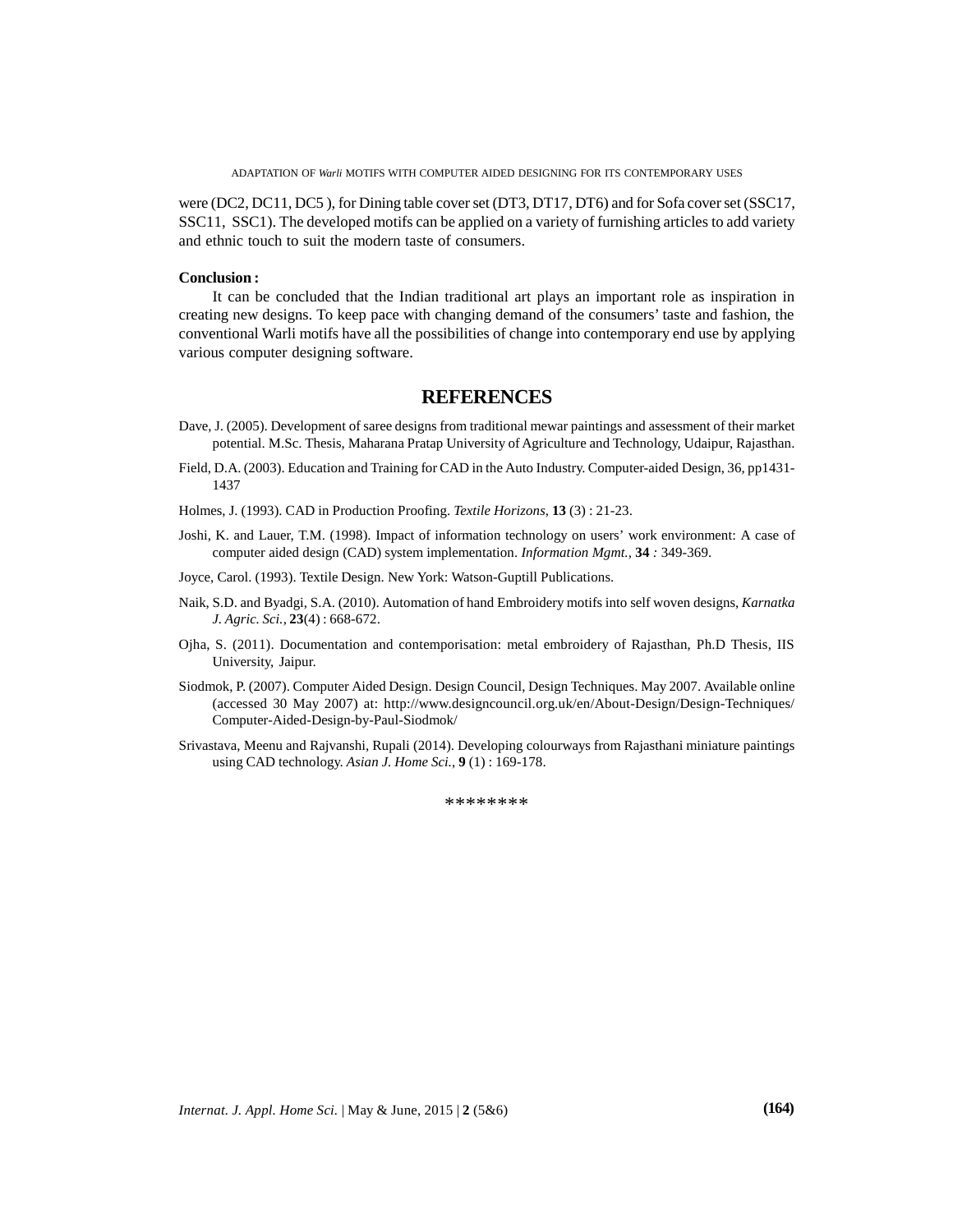were (DC2, DC11, DC5 ), for Dining table cover set (DT3, DT17, DT6) and for Sofa cover set (SSC17, SSC11, SSC1). The developed motifs can be applied on a variety of furnishing articles to add variety and ethnic touch to suit the modern taste of consumers.

**Conclusion :**

It can be concluded that the Indian traditional art plays an important role as inspiration in creating new designs. To keep pace with changing demand of the consumers' taste and fashion, the conventional Warli motifs have all the possibilities of change into contemporary end use by applying various computer designing software.

## REFERENCES

Dave, J. (2005). Development of saree designs from traditional mewar paintings and assessment of their market potential. M.Sc. Thesis, Maharana Pratap University of Agriculture and Technology, Udaipur, Rajasthan.

Field, D.A. (2003). Education and Training for CAD in the Auto Industry. Computer-aided Design, 36, pp1431-1437

Holmes, J. (1993). CAD in Production Proofing. *Textile Horizons*, **13** (3) : 21-23.

Joshi, K. and Lauer, T.M. (1998). Impact of information technology on users' work environment: A case of computer aided design (CAD) system implementation. *Information Mgmt.*, **34** *:* 349-369.

Joyce, Carol. (1993). Textile Design. New York: Watson-Guptill Publications.

Naik, S.D. and Byadgi, S.A. (2010). Automation of hand Embroidery motifs into self woven designs, *Karnatka J. Agric. Sci.*, **23**(4) : 668-672.

Ojha, S. (2011). Documentation and contemporisation: metal embroidery of Rajasthan, Ph.D Thesis, IIS University, Jaipur.

Siodmok, P. (2007). Computer Aided Design. Design Council, Design Techniques. May 2007. Available online (accessed 30 May 2007) at: http://www.designcouncil.org.uk/en/About-Design/Design-Techniques/Computer-Aided-Design-by-Paul-Siodmok/

Srivastava, Meenu and Rajvanshi, Rupali (2014). Developing colourways from Rajasthani miniature paintings using CAD technology. *Asian J. Home Sci.*, **9** (1) : 169-178.

********